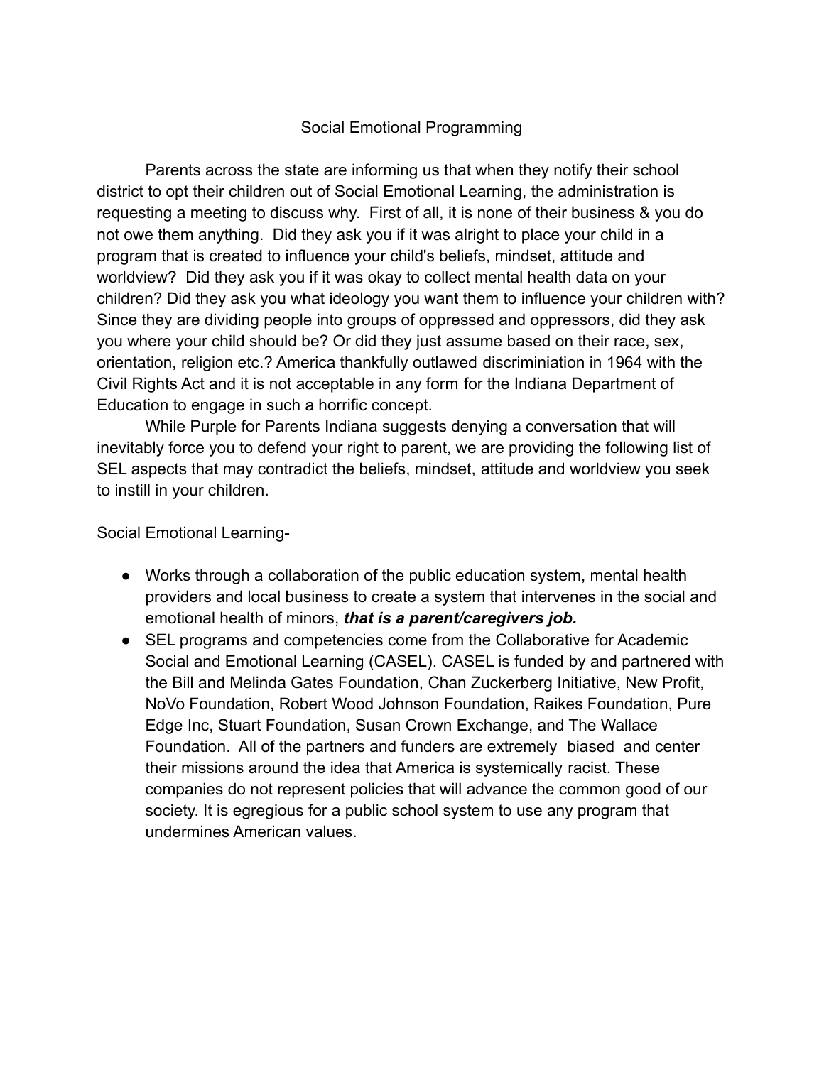# Social Emotional Programming

Parents across the state are informing us that when they notify their school district to opt their children out of Social Emotional Learning, the administration is requesting a meeting to discuss why. First of all, it is none of their business & you do not owe them anything. Did they ask you if it was alright to place your child in a program that is created to influence your child's beliefs, mindset, attitude and worldview? Did they ask you if it was okay to collect mental health data on your children? Did they ask you what ideology you want them to influence your children with? Since they are dividing people into groups of oppressed and oppressors, did they ask you where your child should be? Or did they just assume based on their race, sex, orientation, religion etc.? America thankfully outlawed discriminiation in 1964 with the Civil Rights Act and it is not acceptable in any form for the Indiana Department of Education to engage in such a horrific concept.

While Purple for Parents Indiana suggests denying a conversation that will inevitably force you to defend your right to parent, we are providing the following list of SEL aspects that may contradict the beliefs, mindset, attitude and worldview you seek to instill in your children.

Social Emotional Learning-

- Works through a collaboration of the public education system, mental health providers and local business to create a system that intervenes in the social and emotional health of minors, ***that is a parent/caregivers job.***
- SEL programs and competencies come from the Collaborative for Academic Social and Emotional Learning (CASEL). CASEL is funded by and partnered with the Bill and Melinda Gates Foundation, Chan Zuckerberg Initiative, New Profit, NoVo Foundation, Robert Wood Johnson Foundation, Raikes Foundation, Pure Edge Inc, Stuart Foundation, Susan Crown Exchange, and The Wallace Foundation. All of the partners and funders are extremely biased and center their missions around the idea that America is systemically racist. These companies do not represent policies that will advance the common good of our society. It is egregious for a public school system to use any program that undermines American values.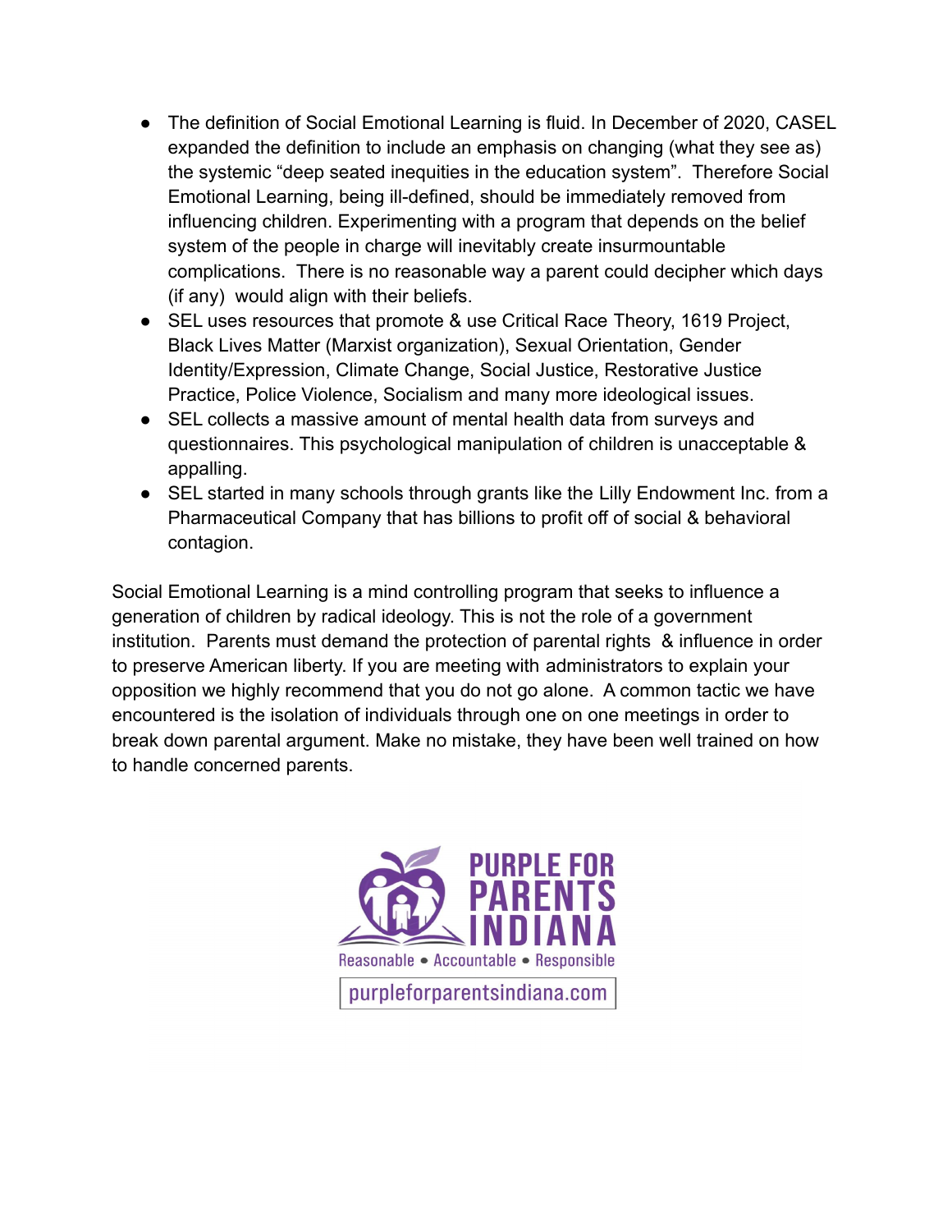- The definition of Social Emotional Learning is fluid. In December of 2020, CASEL expanded the definition to include an emphasis on changing (what they see as) the systemic "deep seated inequities in the education system". Therefore Social Emotional Learning, being ill-defined, should be immediately removed from influencing children. Experimenting with a program that depends on the belief system of the people in charge will inevitably create insurmountable complications. There is no reasonable way a parent could decipher which days (if any) would align with their beliefs.
- SEL uses resources that promote & use Critical Race Theory, 1619 Project, Black Lives Matter (Marxist organization), Sexual Orientation, Gender Identity/Expression, Climate Change, Social Justice, Restorative Justice Practice, Police Violence, Socialism and many more ideological issues.
- SEL collects a massive amount of mental health data from surveys and questionnaires. This psychological manipulation of children is unacceptable & appalling.
- SEL started in many schools through grants like the Lilly Endowment Inc. from a Pharmaceutical Company that has billions to profit off of social & behavioral contagion.

Social Emotional Learning is a mind controlling program that seeks to influence a generation of children by radical ideology. This is not the role of a government institution. Parents must demand the protection of parental rights & influence in order to preserve American liberty. If you are meeting with administrators to explain your opposition we highly recommend that you do not go alone. A common tactic we have encountered is the isolation of individuals through one on one meetings in order to break down parental argument. Make no mistake, they have been well trained on how to handle concerned parents.

PURPLE FOR PARENTS INDIANA

Reasonable • Accountable • Responsible

purpleforparentsindiana.com